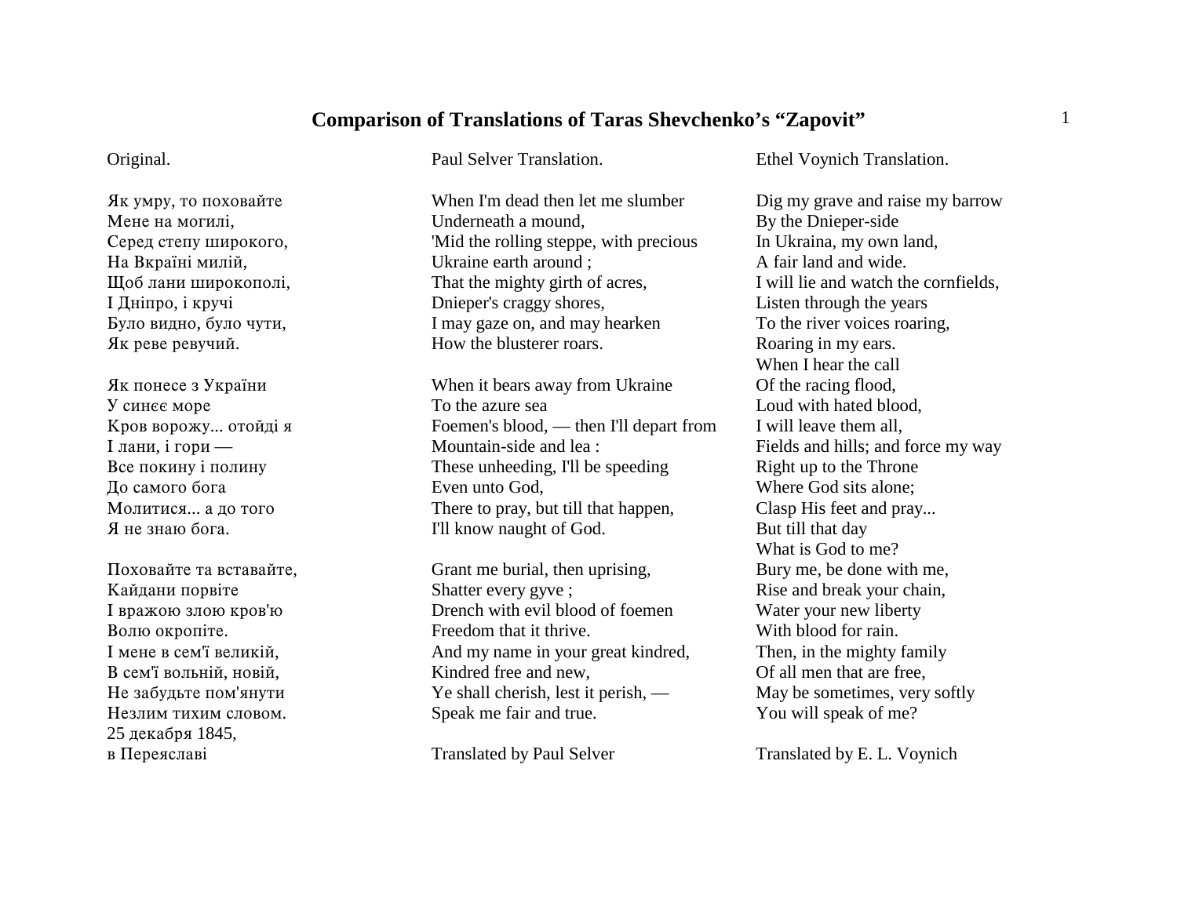# Comparison of Translations of Taras Shevchenko's "Zapovit"

Original.

Як умру, то поховайте
Мене на могилі,
Серед степу широкого,
На Вкраїні милій,
Щоб лани широкополі,
І Дніпро, і кручі
Було видно, було чути,
Як реве ревучий.

Як понесе з України
У синєє море
Кров ворожу... отойді я
І лани, і гори —
Все покину і полину
До самого бога
Молитися... а до того
Я не знаю бога.

Поховайте та вставайте,
Кайдани порвіте
І вражою злою кров'ю
Волю окропіте.
І мене в сем'ї великій,
В сем'ї вольній, новій,
Не забудьте пом'янути
Незлим тихим словом.
25 декабря 1845,
в Переяславі

Paul Selver Translation.

When I'm dead then let me slumber
Underneath a mound,
'Mid the rolling steppe, with precious
Ukraine earth around ;
That the mighty girth of acres,
Dnieper's craggy shores,
I may gaze on, and may hearken
How the blusterer roars.

When it bears away from Ukraine
To the azure sea
Foemen's blood, — then I'll depart from
Mountain-side and lea :
These unheeding, I'll be speeding
Even unto God,
There to pray, but till that happen,
I'll know naught of God.

Grant me burial, then uprising,
Shatter every gyve ;
Drench with evil blood of foemen
Freedom that it thrive.
And my name in your great kindred,
Kindred free and new,
Ye shall cherish, lest it perish, —
Speak me fair and true.

Translated by Paul Selver

Ethel Voynich Translation.

Dig my grave and raise my barrow
By the Dnieper-side
In Ukraina, my own land,
A fair land and wide.
I will lie and watch the cornfields,
Listen through the years
To the river voices roaring,
Roaring in my ears.
When I hear the call
Of the racing flood,
Loud with hated blood,
I will leave them all,
Fields and hills; and force my way
Right up to the Throne
Where God sits alone;
Clasp His feet and pray...
But till that day
What is God to me?
Bury me, be done with me,
Rise and break your chain,
Water your new liberty
With blood for rain.
Then, in the mighty family
Of all men that are free,
May be sometimes, very softly
You will speak of me?

Translated by E. L. Voynich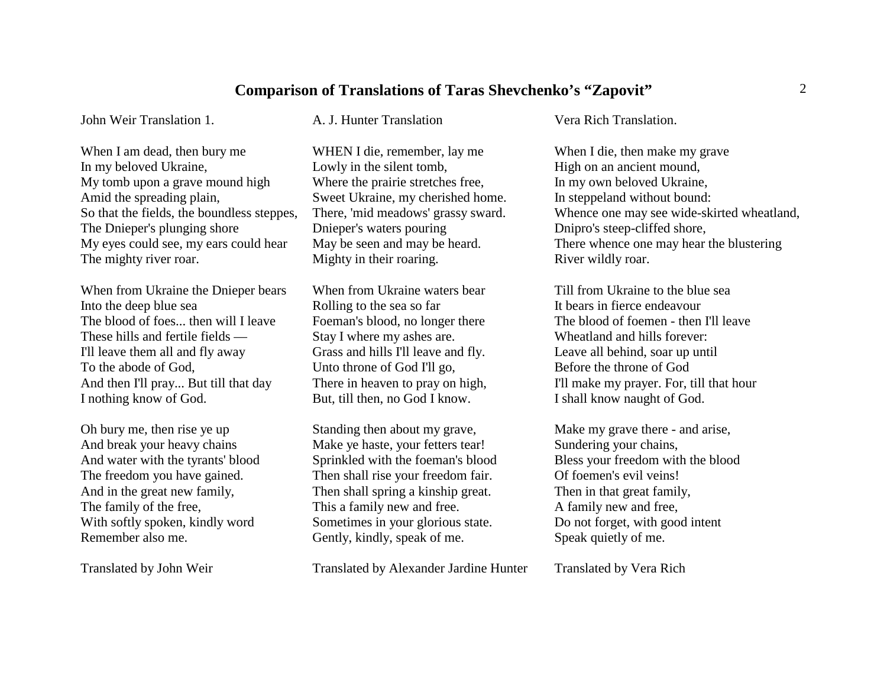## Comparison of Translations of Taras Shevchenko's "Zapovit"

John Weir Translation 1.

When I am dead, then bury me
In my beloved Ukraine,
My tomb upon a grave mound high
Amid the spreading plain,
So that the fields, the boundless steppes,
The Dnieper's plunging shore
My eyes could see, my ears could hear
The mighty river roar.

When from Ukraine the Dnieper bears
Into the deep blue sea
The blood of foes... then will I leave
These hills and fertile fields —
I'll leave them all and fly away
To the abode of God,
And then I'll pray... But till that day
I nothing know of God.

Oh bury me, then rise ye up
And break your heavy chains
And water with the tyrants' blood
The freedom you have gained.
And in the great new family,
The family of the free,
With softly spoken, kindly word
Remember also me.

Translated by John Weir

A. J. Hunter Translation

WHEN I die, remember, lay me
Lowly in the silent tomb,
Where the prairie stretches free,
Sweet Ukraine, my cherished home.
There, 'mid meadows' grassy sward.
Dnieper's waters pouring
May be seen and may be heard.
Mighty in their roaring.

When from Ukraine waters bear
Rolling to the sea so far
Foeman's blood, no longer there
Stay I where my ashes are.
Grass and hills I'll leave and fly.
Unto throne of God I'll go,
There in heaven to pray on high,
But, till then, no God I know.

Standing then about my grave,
Make ye haste, your fetters tear!
Sprinkled with the foeman's blood
Then shall rise your freedom fair.
Then shall spring a kinship great.
This a family new and free.
Sometimes in your glorious state.
Gently, kindly, speak of me.

Translated by Alexander Jardine Hunter

Vera Rich Translation.

When I die, then make my grave
High on an ancient mound,
In my own beloved Ukraine,
In steppeland without bound:
Whence one may see wide-skirted wheatland,
Dnipro's steep-cliffed shore,
There whence one may hear the blustering
River wildly roar.

Till from Ukraine to the blue sea
It bears in fierce endeavour
The blood of foemen - then I'll leave
Wheatland and hills forever:
Leave all behind, soar up until
Before the throne of God
I'll make my prayer. For, till that hour
I shall know naught of God.

Make my grave there - and arise,
Sundering your chains,
Bless your freedom with the blood
Of foemen's evil veins!
Then in that great family,
A family new and free,
Do not forget, with good intent
Speak quietly of me.

Translated by Vera Rich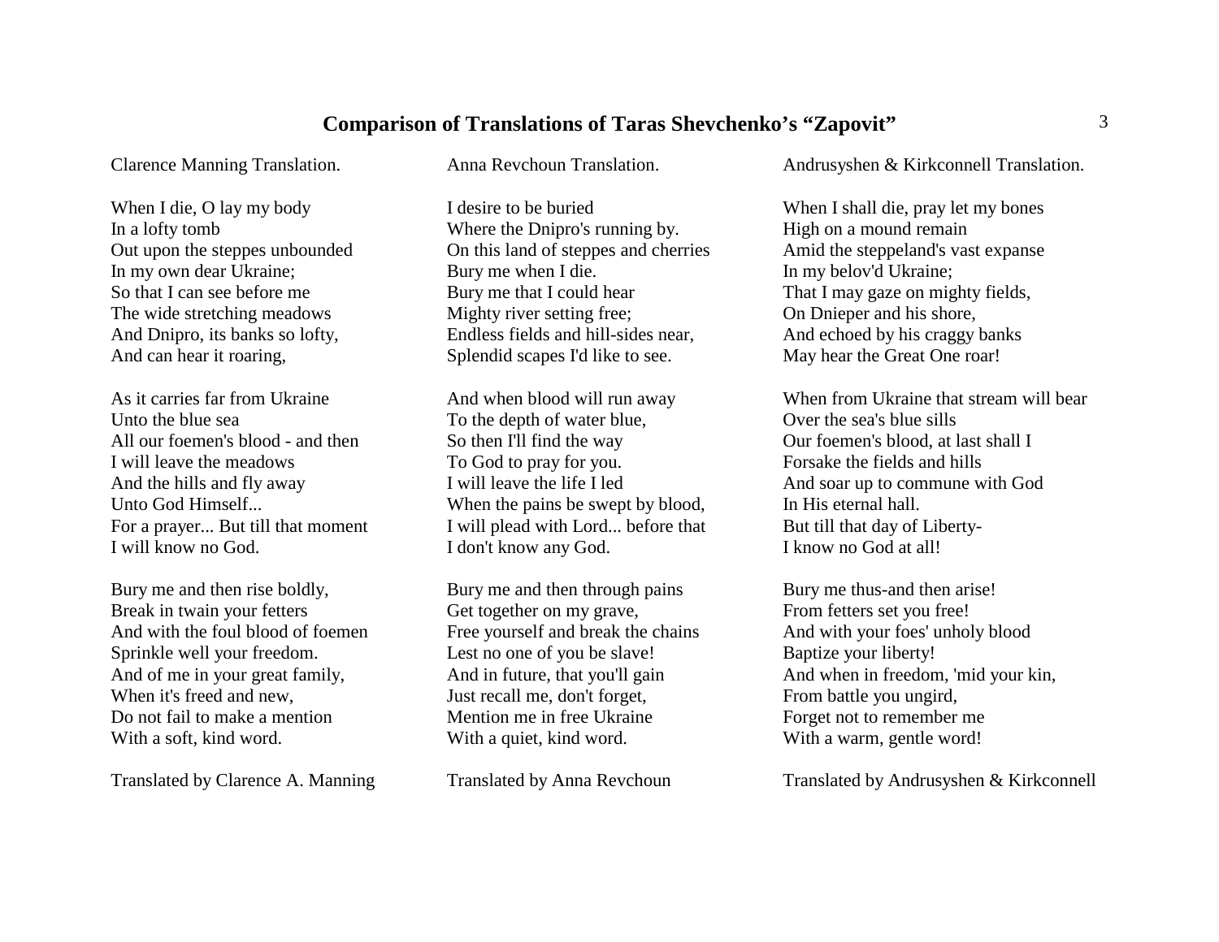## Comparison of Translations of Taras Shevchenko's "Zapovit"

Clarence Manning Translation.

When I die, O lay my body
In a lofty tomb
Out upon the steppes unbounded
In my own dear Ukraine;
So that I can see before me
The wide stretching meadows
And Dnipro, its banks so lofty,
And can hear it roaring,

As it carries far from Ukraine
Unto the blue sea
All our foemen's blood - and then
I will leave the meadows
And the hills and fly away
Unto God Himself...
For a prayer... But till that moment
I will know no God.

Bury me and then rise boldly,
Break in twain your fetters
And with the foul blood of foemen
Sprinkle well your freedom.
And of me in your great family,
When it's freed and new,
Do not fail to make a mention
With a soft, kind word.

Translated by Clarence A. Manning

Anna Revchoun Translation.

I desire to be buried
Where the Dnipro's running by.
On this land of steppes and cherries
Bury me when I die.
Bury me that I could hear
Mighty river setting free;
Endless fields and hill-sides near,
Splendid scapes I'd like to see.

And when blood will run away
To the depth of water blue,
So then I'll find the way
To God to pray for you.
I will leave the life I led
When the pains be swept by blood,
I will plead with Lord... before that
I don't know any God.

Bury me and then through pains
Get together on my grave,
Free yourself and break the chains
Lest no one of you be slave!
And in future, that you'll gain
Just recall me, don't forget,
Mention me in free Ukraine
With a quiet, kind word.

Translated by Anna Revchoun

Andrusyshen & Kirkconnell Translation.

When I shall die, pray let my bones
High on a mound remain
Amid the steppeland's vast expanse
In my belov'd Ukraine;
That I may gaze on mighty fields,
On Dnieper and his shore,
And echoed by his craggy banks
May hear the Great One roar!

When from Ukraine that stream will bear
Over the sea's blue sills
Our foemen's blood, at last shall I
Forsake the fields and hills
And soar up to commune with God
In His eternal hall.
But till that day of Liberty-
I know no God at all!

Bury me thus-and then arise!
From fetters set you free!
And with your foes' unholy blood
Baptize your liberty!
And when in freedom, 'mid your kin,
From battle you ungird,
Forget not to remember me
With a warm, gentle word!

Translated by Andrusyshen & Kirkconnell